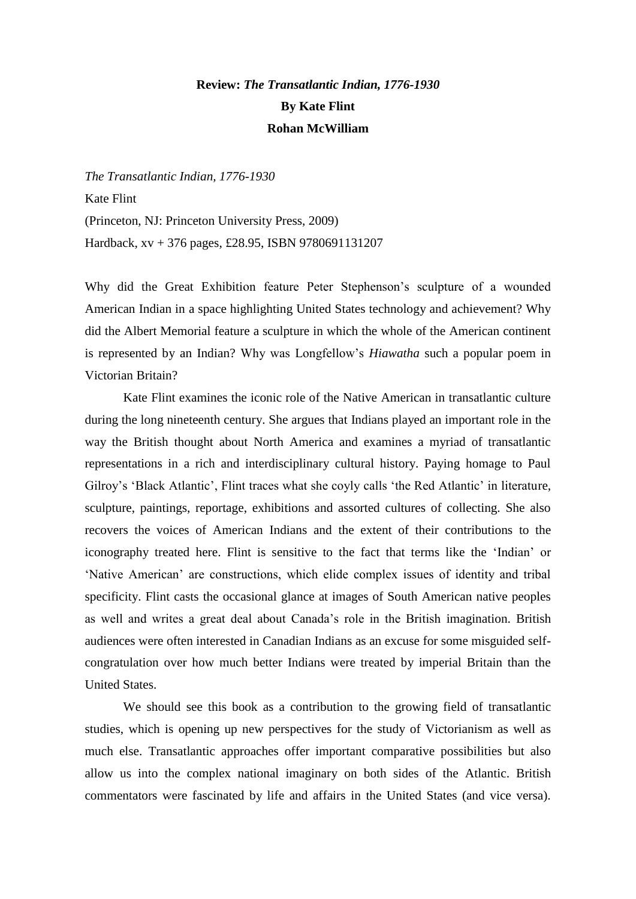**Review:** ***The Transatlantic Indian, 1776-1930***

**By Kate Flint**

**Rohan McWilliam**

*The Transatlantic Indian, 1776-1930*
Kate Flint
(Princeton, NJ: Princeton University Press, 2009)
Hardback, xv + 376 pages, £28.95, ISBN 9780691131207

Why did the Great Exhibition feature Peter Stephenson's sculpture of a wounded American Indian in a space highlighting United States technology and achievement? Why did the Albert Memorial feature a sculpture in which the whole of the American continent is represented by an Indian? Why was Longfellow's *Hiawatha* such a popular poem in Victorian Britain?

Kate Flint examines the iconic role of the Native American in transatlantic culture during the long nineteenth century. She argues that Indians played an important role in the way the British thought about North America and examines a myriad of transatlantic representations in a rich and interdisciplinary cultural history. Paying homage to Paul Gilroy's 'Black Atlantic', Flint traces what she coyly calls 'the Red Atlantic' in literature, sculpture, paintings, reportage, exhibitions and assorted cultures of collecting. She also recovers the voices of American Indians and the extent of their contributions to the iconography treated here. Flint is sensitive to the fact that terms like the 'Indian' or 'Native American' are constructions, which elide complex issues of identity and tribal specificity. Flint casts the occasional glance at images of South American native peoples as well and writes a great deal about Canada's role in the British imagination. British audiences were often interested in Canadian Indians as an excuse for some misguided self-congratulation over how much better Indians were treated by imperial Britain than the United States.

We should see this book as a contribution to the growing field of transatlantic studies, which is opening up new perspectives for the study of Victorianism as well as much else. Transatlantic approaches offer important comparative possibilities but also allow us into the complex national imaginary on both sides of the Atlantic. British commentators were fascinated by life and affairs in the United States (and vice versa).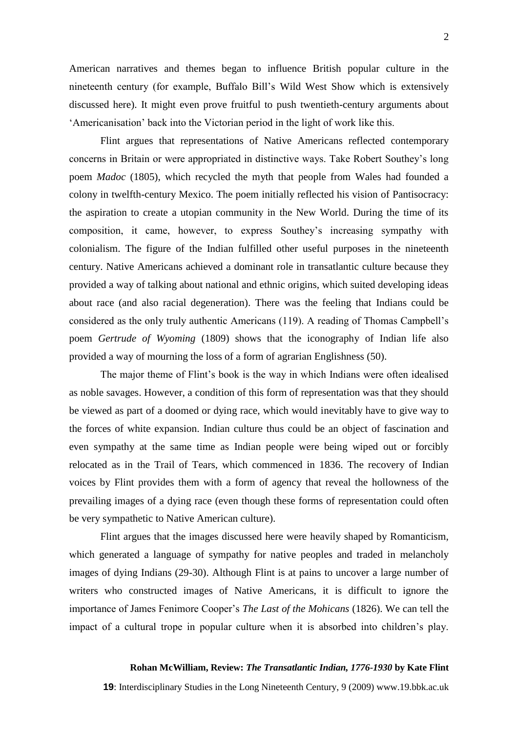American narratives and themes began to influence British popular culture in the nineteenth century (for example, Buffalo Bill's Wild West Show which is extensively discussed here). It might even prove fruitful to push twentieth-century arguments about 'Americanisation' back into the Victorian period in the light of work like this.

Flint argues that representations of Native Americans reflected contemporary concerns in Britain or were appropriated in distinctive ways. Take Robert Southey's long poem *Madoc* (1805), which recycled the myth that people from Wales had founded a colony in twelfth-century Mexico. The poem initially reflected his vision of Pantisocracy: the aspiration to create a utopian community in the New World. During the time of its composition, it came, however, to express Southey's increasing sympathy with colonialism. The figure of the Indian fulfilled other useful purposes in the nineteenth century. Native Americans achieved a dominant role in transatlantic culture because they provided a way of talking about national and ethnic origins, which suited developing ideas about race (and also racial degeneration). There was the feeling that Indians could be considered as the only truly authentic Americans (119). A reading of Thomas Campbell's poem *Gertrude of Wyoming* (1809) shows that the iconography of Indian life also provided a way of mourning the loss of a form of agrarian Englishness (50).

The major theme of Flint's book is the way in which Indians were often idealised as noble savages. However, a condition of this form of representation was that they should be viewed as part of a doomed or dying race, which would inevitably have to give way to the forces of white expansion. Indian culture thus could be an object of fascination and even sympathy at the same time as Indian people were being wiped out or forcibly relocated as in the Trail of Tears, which commenced in 1836. The recovery of Indian voices by Flint provides them with a form of agency that reveal the hollowness of the prevailing images of a dying race (even though these forms of representation could often be very sympathetic to Native American culture).

Flint argues that the images discussed here were heavily shaped by Romanticism, which generated a language of sympathy for native peoples and traded in melancholy images of dying Indians (29-30). Although Flint is at pains to uncover a large number of writers who constructed images of Native Americans, it is difficult to ignore the importance of James Fenimore Cooper's *The Last of the Mohicans* (1826). We can tell the impact of a cultural trope in popular culture when it is absorbed into children's play.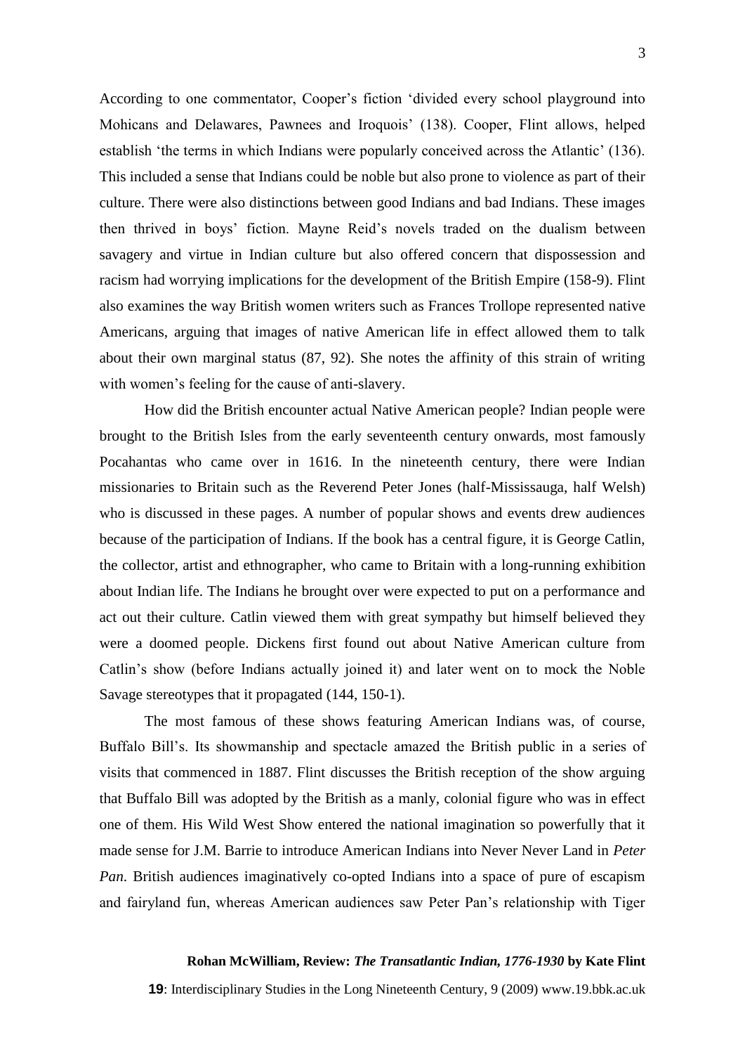According to one commentator, Cooper's fiction 'divided every school playground into Mohicans and Delawares, Pawnees and Iroquois' (138). Cooper, Flint allows, helped establish 'the terms in which Indians were popularly conceived across the Atlantic' (136). This included a sense that Indians could be noble but also prone to violence as part of their culture. There were also distinctions between good Indians and bad Indians. These images then thrived in boys' fiction. Mayne Reid's novels traded on the dualism between savagery and virtue in Indian culture but also offered concern that dispossession and racism had worrying implications for the development of the British Empire (158-9). Flint also examines the way British women writers such as Frances Trollope represented native Americans, arguing that images of native American life in effect allowed them to talk about their own marginal status (87, 92). She notes the affinity of this strain of writing with women's feeling for the cause of anti-slavery.

How did the British encounter actual Native American people? Indian people were brought to the British Isles from the early seventeenth century onwards, most famously Pocahantas who came over in 1616. In the nineteenth century, there were Indian missionaries to Britain such as the Reverend Peter Jones (half-Mississauga, half Welsh) who is discussed in these pages. A number of popular shows and events drew audiences because of the participation of Indians. If the book has a central figure, it is George Catlin, the collector, artist and ethnographer, who came to Britain with a long-running exhibition about Indian life. The Indians he brought over were expected to put on a performance and act out their culture. Catlin viewed them with great sympathy but himself believed they were a doomed people. Dickens first found out about Native American culture from Catlin's show (before Indians actually joined it) and later went on to mock the Noble Savage stereotypes that it propagated (144, 150-1).

The most famous of these shows featuring American Indians was, of course, Buffalo Bill's. Its showmanship and spectacle amazed the British public in a series of visits that commenced in 1887. Flint discusses the British reception of the show arguing that Buffalo Bill was adopted by the British as a manly, colonial figure who was in effect one of them. His Wild West Show entered the national imagination so powerfully that it made sense for J.M. Barrie to introduce American Indians into Never Never Land in *Peter Pan*. British audiences imaginatively co-opted Indians into a space of pure of escapism and fairyland fun, whereas American audiences saw Peter Pan's relationship with Tiger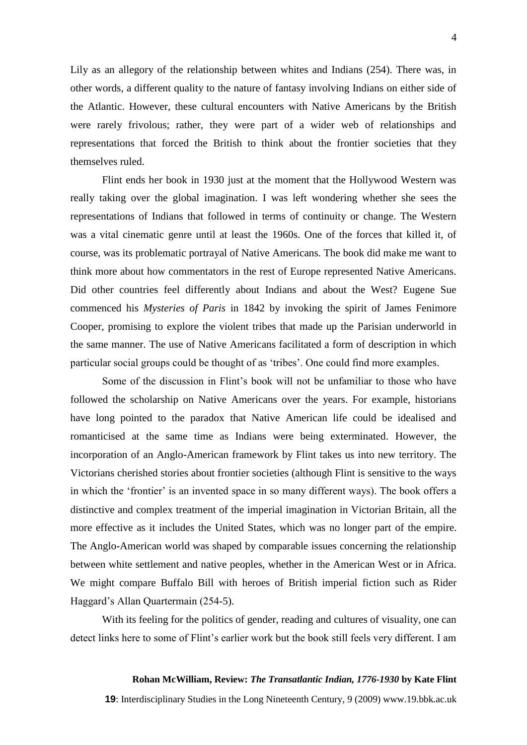Lily as an allegory of the relationship between whites and Indians (254). There was, in other words, a different quality to the nature of fantasy involving Indians on either side of the Atlantic. However, these cultural encounters with Native Americans by the British were rarely frivolous; rather, they were part of a wider web of relationships and representations that forced the British to think about the frontier societies that they themselves ruled.

Flint ends her book in 1930 just at the moment that the Hollywood Western was really taking over the global imagination. I was left wondering whether she sees the representations of Indians that followed in terms of continuity or change. The Western was a vital cinematic genre until at least the 1960s. One of the forces that killed it, of course, was its problematic portrayal of Native Americans. The book did make me want to think more about how commentators in the rest of Europe represented Native Americans. Did other countries feel differently about Indians and about the West? Eugene Sue commenced his *Mysteries of Paris* in 1842 by invoking the spirit of James Fenimore Cooper, promising to explore the violent tribes that made up the Parisian underworld in the same manner. The use of Native Americans facilitated a form of description in which particular social groups could be thought of as 'tribes'. One could find more examples.

Some of the discussion in Flint's book will not be unfamiliar to those who have followed the scholarship on Native Americans over the years. For example, historians have long pointed to the paradox that Native American life could be idealised and romanticised at the same time as Indians were being exterminated. However, the incorporation of an Anglo-American framework by Flint takes us into new territory. The Victorians cherished stories about frontier societies (although Flint is sensitive to the ways in which the 'frontier' is an invented space in so many different ways). The book offers a distinctive and complex treatment of the imperial imagination in Victorian Britain, all the more effective as it includes the United States, which was no longer part of the empire. The Anglo-American world was shaped by comparable issues concerning the relationship between white settlement and native peoples, whether in the American West or in Africa. We might compare Buffalo Bill with heroes of British imperial fiction such as Rider Haggard's Allan Quartermain (254-5).

With its feeling for the politics of gender, reading and cultures of visuality, one can detect links here to some of Flint's earlier work but the book still feels very different. I am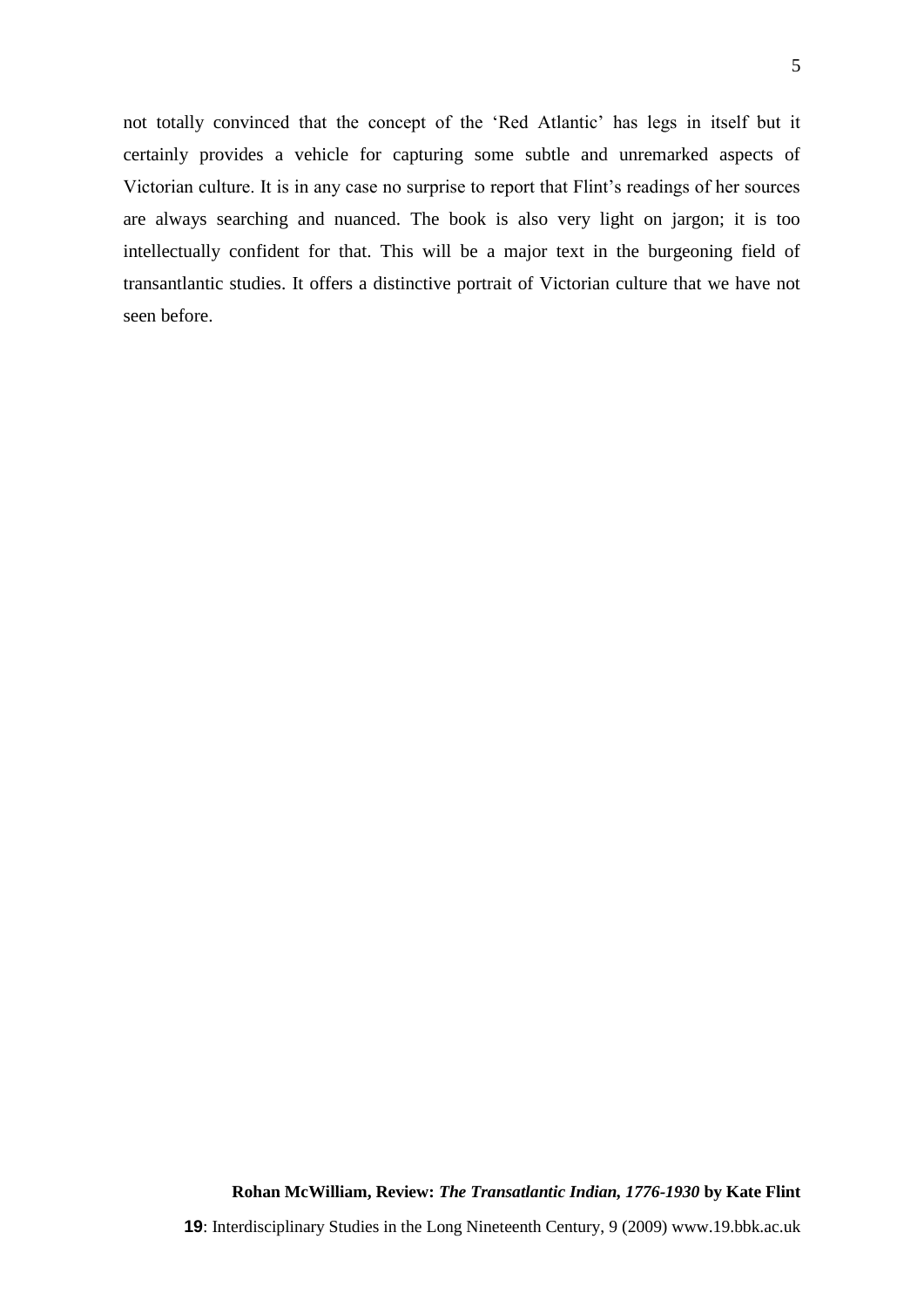not totally convinced that the concept of the 'Red Atlantic' has legs in itself but it certainly provides a vehicle for capturing some subtle and unremarked aspects of Victorian culture. It is in any case no surprise to report that Flint's readings of her sources are always searching and nuanced. The book is also very light on jargon; it is too intellectually confident for that. This will be a major text in the burgeoning field of transantlantic studies. It offers a distinctive portrait of Victorian culture that we have not seen before.